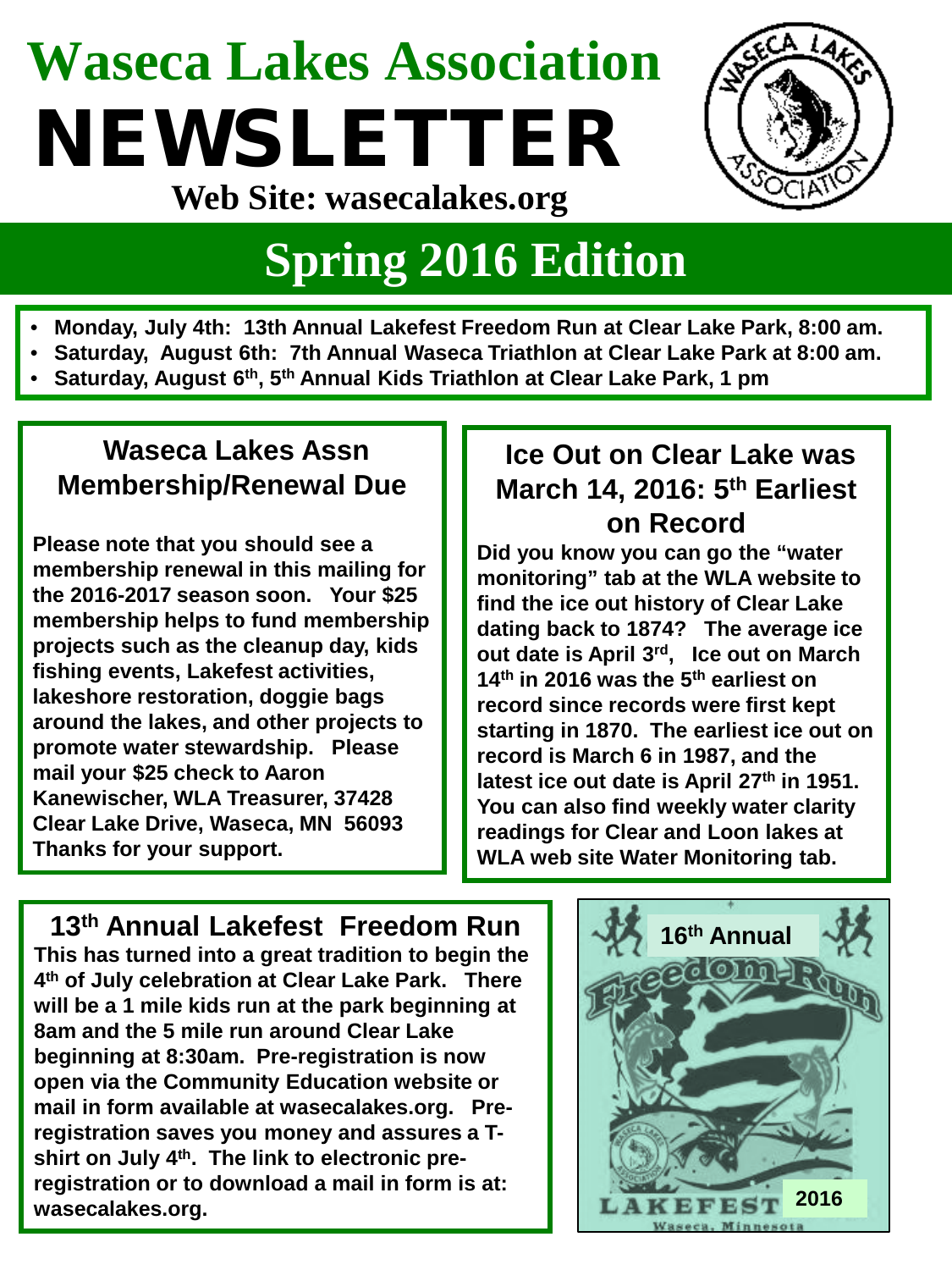# Waseca Lakes Association NEWSLETTER

**Web Site: wasecalakes.org**

## Spring 2016 Edition

- **Monday, July 4th: 13th Annual Lakefest Freedom Run at Clear Lake Park, 8:00 am.**
- **Saturday, August 6th: 7th Annual Waseca Triathlon at Clear Lake Park at 8:00 am.**
- **Saturday, August 6th, 5th Annual Kids Triathlon at Clear Lake Park, 1 pm**

### Waseca Lakes Assn Membership/Renewal Due

**Please note that you should see a membership renewal in this mailing for the 2016-2017 season soon. Your $25 membership helps to fund membership projects such as the cleanup day, kids fishing events, Lakefest activities, lakeshore restoration, doggie bags around the lakes, and other projects to promote water stewardship. Please mail your $25 check to Aaron Kanewischer, WLA Treasurer, 37428 Clear Lake Drive, Waseca, MN 56093 Thanks for your support.**

### Ice Out on Clear Lake was March 14, 2016: 5th Earliest on Record

**Did you know you can go the "water monitoring" tab at the WLA website to find the ice out history of Clear Lake dating back to 1874? The average ice out date is April 3rd, Ice out on March 14th in 2016 was the 5th earliest on record since records were first kept starting in 1870. The earliest ice out on record is March 6 in 1987, and the latest ice out date is April 27th in 1951. You can also find weekly water clarity readings for Clear and Loon lakes at WLA web site Water Monitoring tab.**

### 13th Annual Lakefest Freedom Run

**This has turned into a great tradition to begin the 4th of July celebration at Clear Lake Park. There will be a 1 mile kids run at the park beginning at 8am and the 5 mile run around Clear Lake beginning at 8:30am. Pre-registration is now open via the Community Education website or mail in form available at wasecalakes.org. Pre-registration saves you money and assures a T-shirt on July 4th. The link to electronic pre-registration or to download a mail in form is at: wasecalakes.org.**

16th Annual Freedom Run — Lakefest 2016, Waseca, Minnesota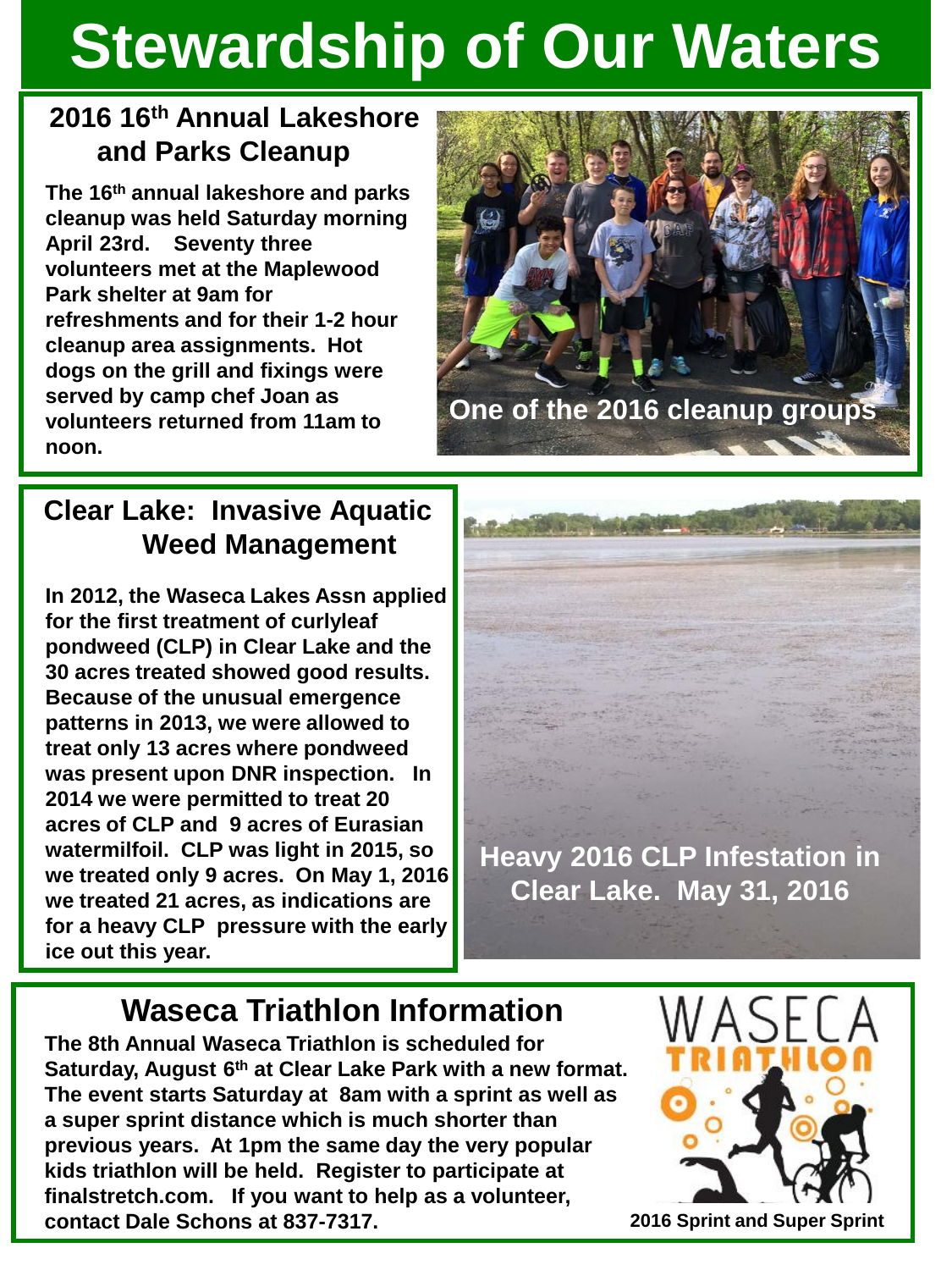# Stewardship of Our Waters

## 2016 16th Annual Lakeshore and Parks Cleanup

**The 16th annual lakeshore and parks cleanup was held Saturday morning April 23rd. Seventy three volunteers met at the Maplewood Park shelter at 9am for refreshments and for their 1-2 hour cleanup area assignments. Hot dogs on the grill and fixings were served by camp chef Joan as volunteers returned from 11am to noon.**

One of the 2016 cleanup groups

## Clear Lake: Invasive Aquatic Weed Management

**In 2012, the Waseca Lakes Assn applied for the first treatment of curlyleaf pondweed (CLP) in Clear Lake and the 30 acres treated showed good results. Because of the unusual emergence patterns in 2013, we were allowed to treat only 13 acres where pondweed was present upon DNR inspection. In 2014 we were permitted to treat 20 acres of CLP and 9 acres of Eurasian watermilfoil. CLP was light in 2015, so we treated only 9 acres. On May 1, 2016 we treated 21 acres, as indications are for a heavy CLP pressure with the early ice out this year.**

Heavy 2016 CLP Infestation in Clear Lake. May 31, 2016

## Waseca Triathlon Information

**The 8th Annual Waseca Triathlon is scheduled for Saturday, August 6th at Clear Lake Park with a new format. The event starts Saturday at 8am with a sprint as well as a super sprint distance which is much shorter than previous years. At 1pm the same day the very popular kids triathlon will be held. Register to participate at finalstretch.com. If you want to help as a volunteer, contact Dale Schons at 837-7317.**

WASECA TRIATHLON

2016 Sprint and Super Sprint